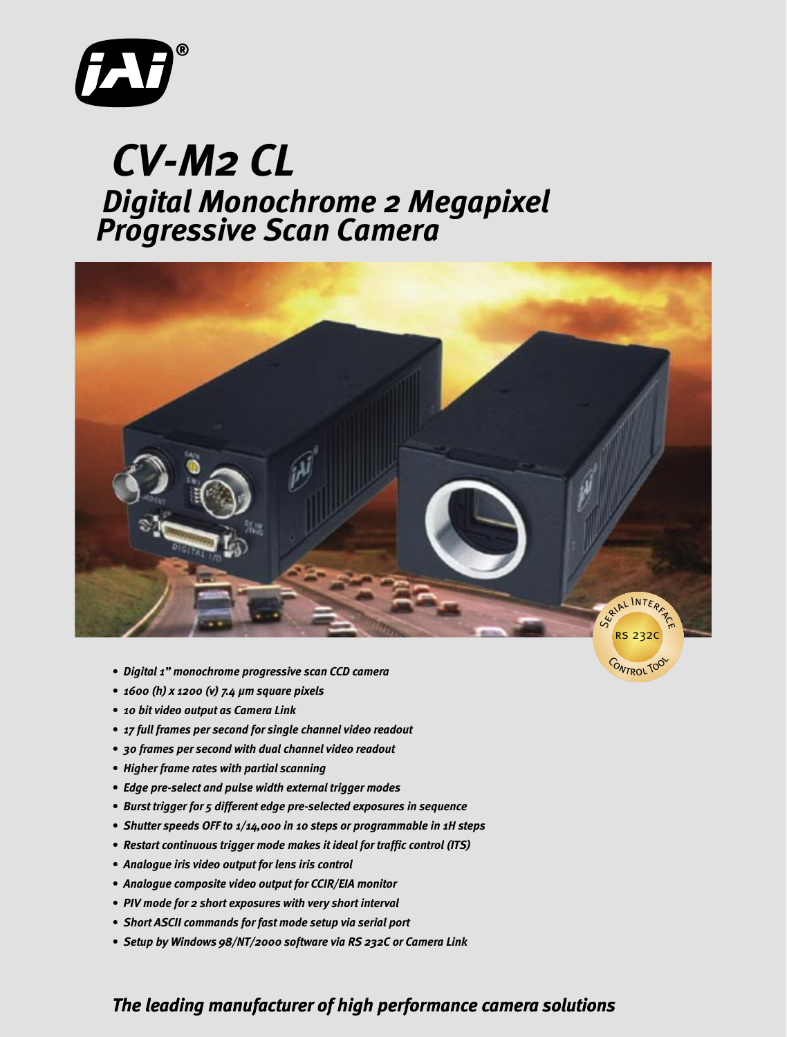# CV-M2 CL

## Digital Monochrome 2 Megapixel Progressive Scan Camera

- *Digital 1" monochrome progressive scan CCD camera*
- *1600 (h) x 1200 (v) 7.4 µm square pixels*
- *10 bit video output as Camera Link*
- *17 full frames per second for single channel video readout*
- *30 frames per second with dual channel video readout*
- *Higher frame rates with partial scanning*
- *Edge pre-select and pulse width external trigger modes*
- *Burst trigger for 5 different edge pre-selected exposures in sequence*
- *Shutter speeds OFF to 1/14,000 in 10 steps or programmable in 1H steps*
- *Restart continuous trigger mode makes it ideal for traffic control (ITS)*
- *Analogue iris video output for lens iris control*
- *Analogue composite video output for CCIR/EIA monitor*
- *PIV mode for 2 short exposures with very short interval*
- *Short ASCII commands for fast mode setup via serial port*
- *Setup by Windows 98/NT/2000 software via RS 232C or Camera Link*

*The leading manufacturer of high performance camera solutions*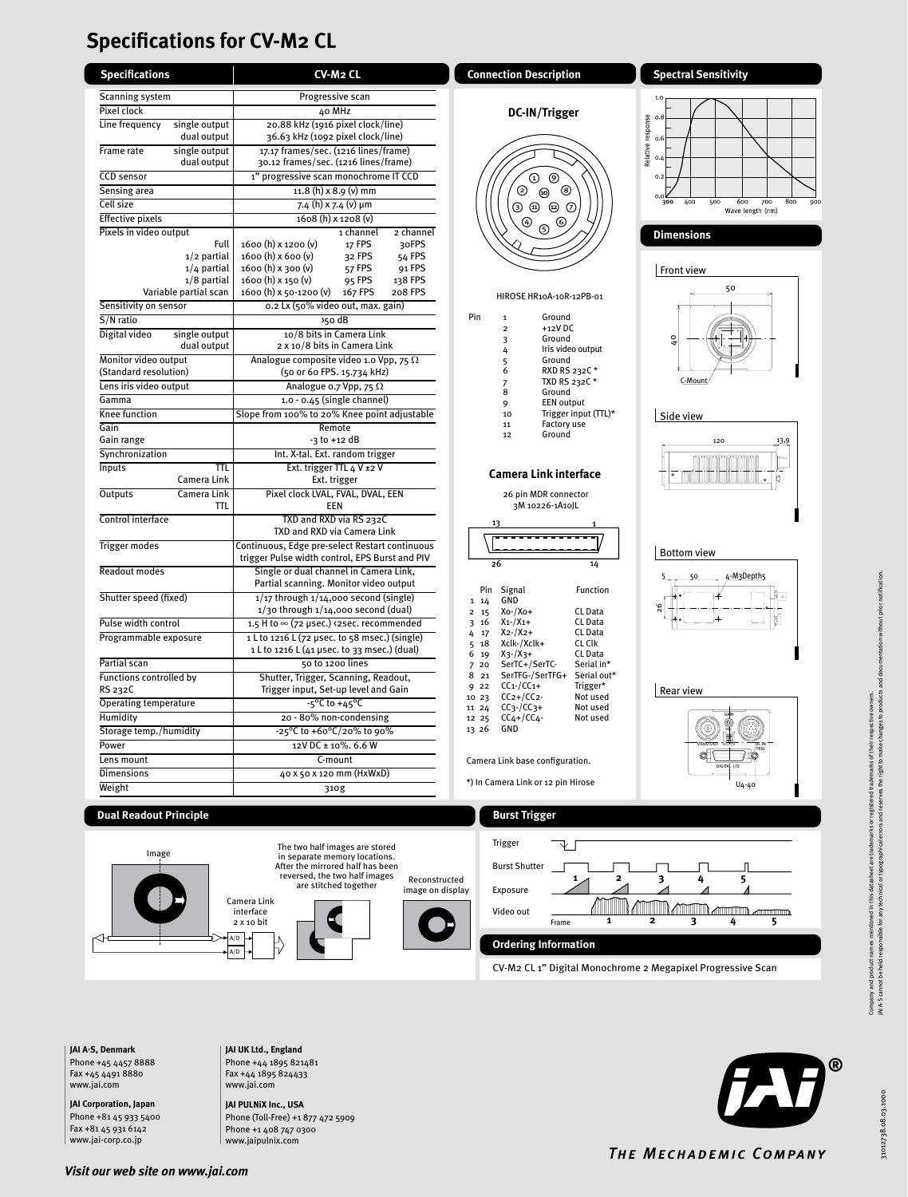# Specifications for CV-M2 CL

| Specifications | | CV-M2 CL | | |
|---|---|---|---|---|
| Scanning system | | Progressive scan | | |
| Pixel clock | | 40 MHz | | |
| Line frequency | single output | 20.88 kHz (1916 pixel clock/line) | | |
| | dual output | 36.63 kHz (1092 pixel clock/line) | | |
| Frame rate | single output | 17.17 frames/sec. (1216 lines/frame) | | |
| | dual output | 30.12 frames/sec. (1216 lines/frame) | | |
| CCD sensor | | 1" progressive scan monochrome IT CCD | | |
| Sensing area | | 11.8 (h) x 8.9 (v) mm | | |
| Cell size | | 7.4 (h) x 7.4 (v) µm | | |
| Effective pixels | | 1608 (h) x 1208 (v) | | |
| Pixels in video output | | | 1 channel | 2 channel |
| | Full | 1600 (h) x 1200 (v) | 17 FPS | 30FPS |
| | 1/2 partial | 1600 (h) x 600 (v) | 32 FPS | 54 FPS |
| | 1/4 partial | 1600 (h) x 300 (v) | 57 FPS | 91 FPS |
| | 1/8 partial | 1600 (h) x 150 (v) | 95 FPS | 138 FPS |
| | Variable partial scan | 1600 (h) x 50-1200 (v) | 167 FPS | 208 FPS |
| Sensitivity on sensor | | 0.2 Lx (50% video out, max. gain) | | |
| S/N ratio | | >50 dB | | |
| Digital video | single output | 10/8 bits in Camera Link | | |
| | dual output | 2 x 10/8 bits in Camera Link | | |
| Monitor video output (Standard resolution) | | Analogue composite video 1.0 Vpp, 75 Ω (50 or 60 FPS. 15.734 kHz) | | |
| Lens iris video output | | Analogue 0.7 Vpp, 75 Ω | | |
| Gamma | | 1.0 - 0.45 (single channel) | | |
| Knee function | | Slope from 100% to 20% Knee point adjustable | | |
| Gain | | Remote | | |
| Gain range | | -3 to +12 dB | | |
| Synchronization | | Int. X-tal. Ext. random trigger | | |
| Inputs | TTL | Ext. trigger TTL 4 V ±2 V | | |
| | Camera Link | Ext. trigger | | |
| Outputs | Camera Link | Pixel clock LVAL, FVAL, DVAL, EEN | | |
| | TTL | EEN | | |
| Control interface | | TXD and RXD via RS 232C<br>TXD and RXD via Camera Link | | |
| Trigger modes | | Continuous, Edge pre-select Restart continuous trigger Pulse width control, EPS Burst and PIV | | |
| Readout modes | | Single or dual channel in Camera Link, Partial scanning. Monitor video output | | |
| Shutter speed (fixed) | | 1/17 through 1/14,000 second (single)<br>1/30 through 1/14,000 second (dual) | | |
| Pulse width control | | 1.5 H to ∞ (72 µsec.) <2sec. recommended | | |
| Programmable exposure | | 1 L to 1216 L (72 µsec. to 58 msec.) (single)<br>1 L to 1216 L (41 µsec. to 33 msec.) (dual) | | |
| Partial scan | | 50 to 1200 lines | | |
| Functions controlled by RS 232C | | Shutter, Trigger, Scanning, Readout, Trigger input, Set-up level and Gain | | |
| Operating temperature | | -5°C to +45°C | | |
| Humidity | | 20 - 80% non-condensing | | |
| Storage temp./humidity | | -25°C to +60°C/20% to 90% | | |
| Power | | 12V DC ± 10%. 6.6 W | | |
| Lens mount | | C-mount | | |
| Dimensions | | 40 x 50 x 120 mm (HxWxD) | | |
| Weight | | 310g | | |

## Connection Description

### DC-IN/Trigger

HIROSE HR10A-10R-12PB-01

| Pin | |
|---|---|
| 1 | Ground |
| 2 | +12V DC |
| 3 | Ground |
| 4 | Iris video output |
| 5 | Ground |
| 6 | RXD RS 232C * |
| 7 | TXD RS 232C * |
| 8 | Ground |
| 9 | EEN output |
| 10 | Trigger input (TTL)* |
| 11 | Factory use |
| 12 | Ground |

### Camera Link interface

26 pin MDR connector
3M 10226-1A10JL

13 1
26 14

| Pin | | Signal | Function |
|---|---|---|---|
| 1 | 14 | GND | |
| 2 | 15 | X0-/X0+ | CL Data |
| 3 | 16 | X1-/X1+ | CL Data |
| 4 | 17 | X2-/X2+ | CL Data |
| 5 | 18 | Xclk-/Xclk+ | CL Clk |
| 6 | 19 | X3-/X3+ | CL Data |
| 7 | 20 | SerTC+/SerTC- | Serial in* |
| 8 | 21 | SerTFG-/SerTFG+ | Serial out* |
| 9 | 22 | CC1-/CC1+ | Trigger* |
| 10 | 23 | CC2+/CC2- | Not used |
| 11 | 24 | CC3-/CC3+ | Not used |
| 12 | 25 | CC4+/CC4- | Not used |
| 13 | 26 | GND | |

Camera Link base configuration.

*) In Camera Link or 12 pin Hirose

## Spectral Sensitivity

Relative response
1.0 0.8 0.6 0.4 0.2 0.0
300 400 500 600 700 800 900
Wave length (nm)

## Dimensions

Front view
50
40
C-Mount

Side view
120 13.9

Bottom view
5 50 4-M3Depth5
26

Rear view
GAIN
VIDEO OUT DC IN TRIG
DIGITAL I/O
U4-40

## Dual Readout Principle

Image

Camera Link interface 2 x 10 bit

A/D
A/D

The two half images are stored in separate memory locations. After the mirrored half has been reversed, the two half images are stitched together

Reconstructed image on display

## Burst Trigger

Trigger
Burst Shutter 1 2 3 4 5
Exposure
Video out
Frame 1 2 3 4 5

## Ordering Information

CV-M2 CL 1" Digital Monochrome 2 Megapixel Progressive Scan

**JAI A·S, Denmark**
Phone +45 4457 8888
Fax +45 4491 8880
www.jai.com

**JAI Corporation, Japan**
Phone +81 45 933 5400
Fax +81 45 931 6142
www.jai-corp.co.jp

**JAI UK Ltd., England**
Phone +44 1895 821481
Fax +44 1895 824433
www.jai.com

**JAI PULNiX Inc., USA**
Phone (Toll-Free) +1 877 472 5909
Phone +1 408 747 0300
www.jaipulnix.com

*The Mechademic Company*

*Visit our web site on www.jai.com*

Company and product names mentioned in this datasheet are trademarks or registered trademarks of their respective owners.
JAI A·S cannot be held responsible for any technical or typographical errors and reserves the right to make changes to products and documentation without prior notification.

31012738.08.03.1000